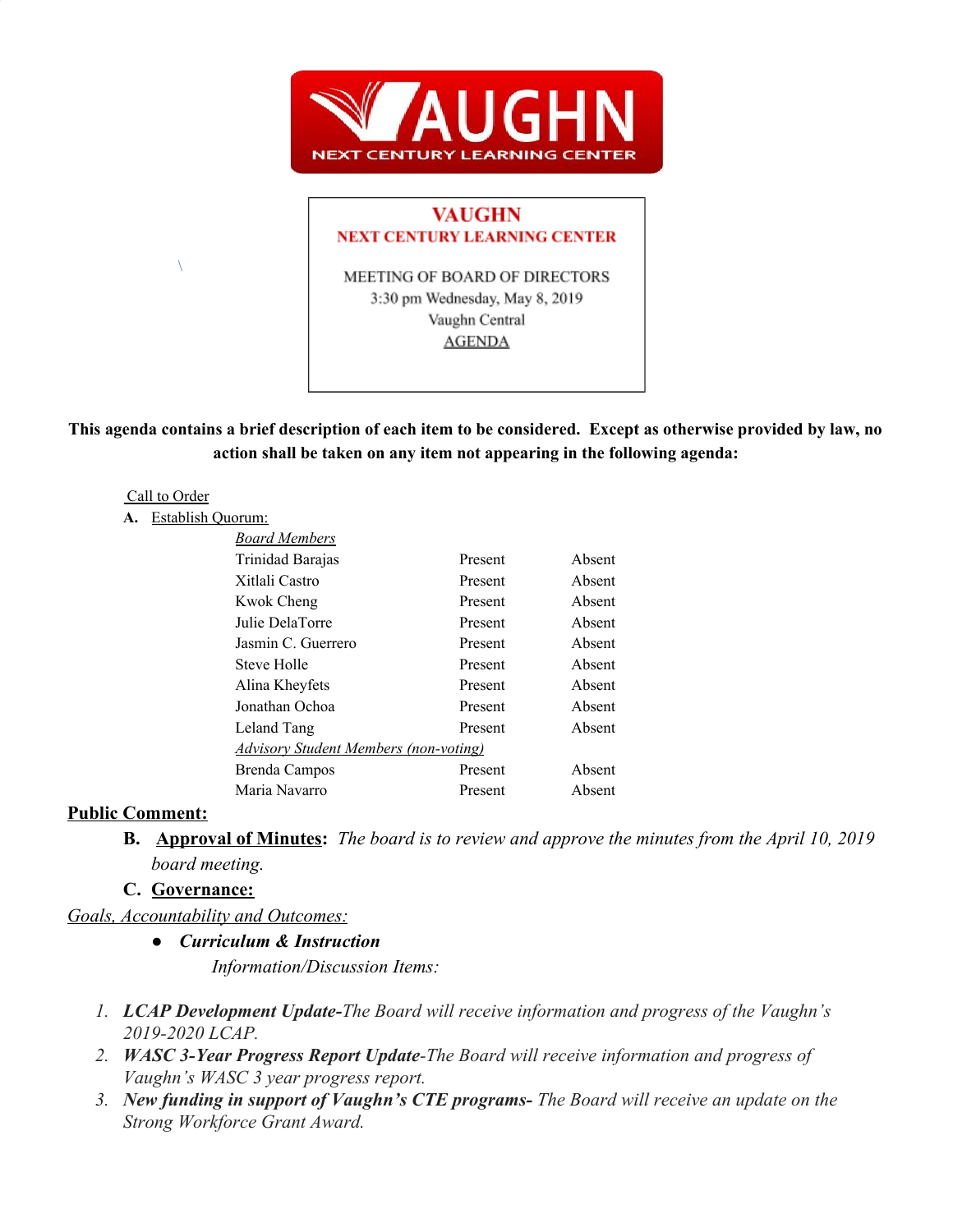VAUGHN
NEXT CENTURY LEARNING CENTER

**VAUGHN**
**NEXT CENTURY LEARNING CENTER**

MEETING OF BOARD OF DIRECTORS
3:30 pm Wednesday, May 8, 2019
Vaughn Central
AGENDA

**This agenda contains a brief description of each item to be considered. Except as otherwise provided by law, no action shall be taken on any item not appearing in the following agenda:**

Call to Order

**A.** Establish Quorum:

| *Board Members* | | |
|---|---|---|
| Trinidad Barajas | Present | Absent |
| Xitlali Castro | Present | Absent |
| Kwok Cheng | Present | Absent |
| Julie DelaTorre | Present | Absent |
| Jasmin C. Guerrero | Present | Absent |
| Steve Holle | Present | Absent |
| Alina Kheyfets | Present | Absent |
| Jonathan Ochoa | Present | Absent |
| Leland Tang | Present | Absent |
| *Advisory Student Members (non-voting)* | | |
| Brenda Campos | Present | Absent |
| Maria Navarro | Present | Absent |

**Public Comment:**

**B. Approval of Minutes:** *The board is to review and approve the minutes from the April 10, 2019 board meeting.*

**C. Governance:**

*Goals, Accountability and Outcomes:*

- ***Curriculum & Instruction***

  *Information/Discussion Items:*

1. ***LCAP Development Update-****The Board will receive information and progress of the Vaughn's 2019-2020 LCAP.*
2. ***WASC 3-Year Progress Report Update****-The Board will receive information and progress of Vaughn's WASC 3 year progress report.*
3. ***New funding in support of Vaughn's CTE programs-*** *The Board will receive an update on the Strong Workforce Grant Award.*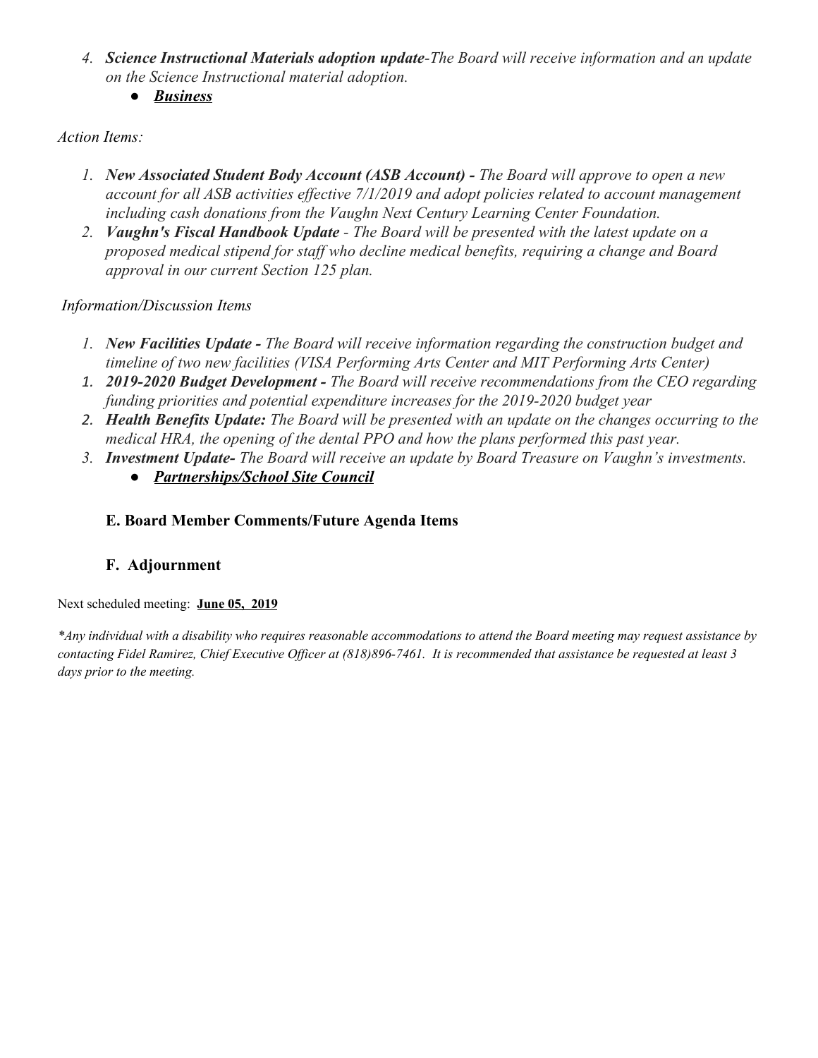4. ***Science Instructional Materials adoption update****-The Board will receive information and an update on the Science Instructional material adoption.*
    - ***Business***

*Action Items:*

1. ***New Associated Student Body Account (ASB Account) -*** *The Board will approve to open a new account for all ASB activities effective 7/1/2019 and adopt policies related to account management including cash donations from the Vaughn Next Century Learning Center Foundation.*
2. ***Vaughn's Fiscal Handbook Update*** *- The Board will be presented with the latest update on a proposed medical stipend for staff who decline medical benefits, requiring a change and Board approval in our current Section 125 plan.*

*Information/Discussion Items*

1. ***New Facilities Update -*** *The Board will receive information regarding the construction budget and timeline of two new facilities (VISA Performing Arts Center and MIT Performing Arts Center)*
1. ***2019-2020 Budget Development -*** *The Board will receive recommendations from the CEO regarding funding priorities and potential expenditure increases for the 2019-2020 budget year*
2. ***Health Benefits Update:*** *The Board will be presented with an update on the changes occurring to the medical HRA, the opening of the dental PPO and how the plans performed this past year.*
3. ***Investment Update-*** *The Board will receive an update by Board Treasure on Vaughn's investments.*
    - ***Partnerships/School Site Council***

### E. Board Member Comments/Future Agenda Items

### F. Adjournment

Next scheduled meeting: **June 05, 2019**

*\*Any individual with a disability who requires reasonable accommodations to attend the Board meeting may request assistance by contacting Fidel Ramirez, Chief Executive Officer at (818)896-7461. It is recommended that assistance be requested at least 3 days prior to the meeting.*